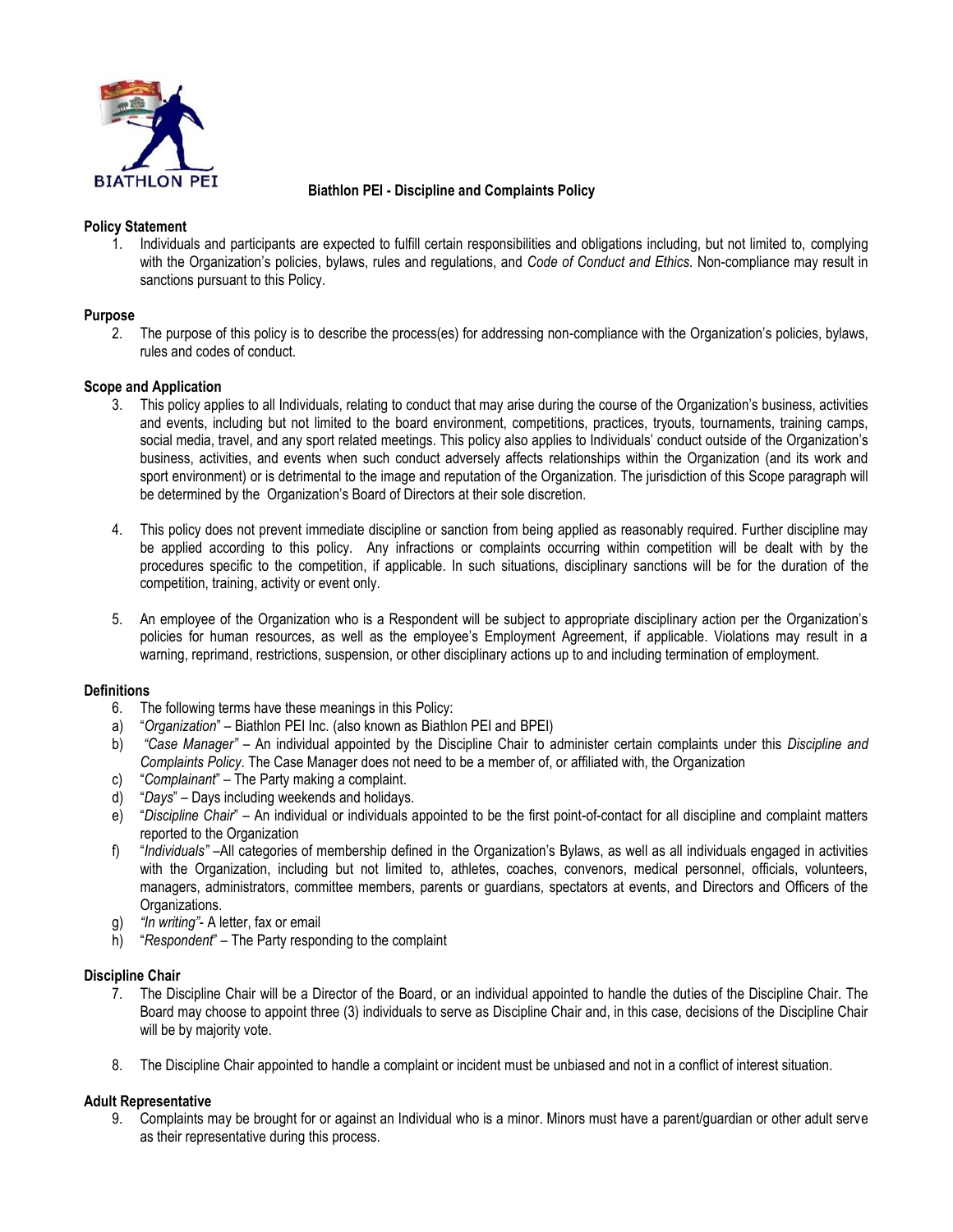BIATHLON PEI

# Biathlon PEI - Discipline and Complaints Policy

**Policy Statement**

1. Individuals and participants are expected to fulfill certain responsibilities and obligations including, but not limited to, complying with the Organization's policies, bylaws, rules and regulations, and *Code of Conduct and Ethics*. Non-compliance may result in sanctions pursuant to this Policy.

**Purpose**

2. The purpose of this policy is to describe the process(es) for addressing non-compliance with the Organization's policies, bylaws, rules and codes of conduct.

**Scope and Application**

3. This policy applies to all Individuals, relating to conduct that may arise during the course of the Organization's business, activities and events, including but not limited to the board environment, competitions, practices, tryouts, tournaments, training camps, social media, travel, and any sport related meetings. This policy also applies to Individuals' conduct outside of the Organization's business, activities, and events when such conduct adversely affects relationships within the Organization (and its work and sport environment) or is detrimental to the image and reputation of the Organization. The jurisdiction of this Scope paragraph will be determined by the Organization's Board of Directors at their sole discretion.

4. This policy does not prevent immediate discipline or sanction from being applied as reasonably required. Further discipline may be applied according to this policy. Any infractions or complaints occurring within competition will be dealt with by the procedures specific to the competition, if applicable. In such situations, disciplinary sanctions will be for the duration of the competition, training, activity or event only.

5. An employee of the Organization who is a Respondent will be subject to appropriate disciplinary action per the Organization's policies for human resources, as well as the employee's Employment Agreement, if applicable. Violations may result in a warning, reprimand, restrictions, suspension, or other disciplinary actions up to and including termination of employment.

**Definitions**

6. The following terms have these meanings in this Policy:

a) "*Organization*" – Biathlon PEI Inc. (also known as Biathlon PEI and BPEI)

b) *"Case Manager"* – An individual appointed by the Discipline Chair to administer certain complaints under this *Discipline and Complaints Policy*. The Case Manager does not need to be a member of, or affiliated with, the Organization

c) "*Complainant*" – The Party making a complaint.

d) "*Days*" – Days including weekends and holidays.

e) "*Discipline Chair*" – An individual or individuals appointed to be the first point-of-contact for all discipline and complaint matters reported to the Organization

f) "*Individuals"* –All categories of membership defined in the Organization's Bylaws, as well as all individuals engaged in activities with the Organization, including but not limited to, athletes, coaches, convenors, medical personnel, officials, volunteers, managers, administrators, committee members, parents or guardians, spectators at events, and Directors and Officers of the Organizations.

g) *"In writing"*- A letter, fax or email

h) "*Respondent*" – The Party responding to the complaint

**Discipline Chair**

7. The Discipline Chair will be a Director of the Board, or an individual appointed to handle the duties of the Discipline Chair. The Board may choose to appoint three (3) individuals to serve as Discipline Chair and, in this case, decisions of the Discipline Chair will be by majority vote.

8. The Discipline Chair appointed to handle a complaint or incident must be unbiased and not in a conflict of interest situation.

**Adult Representative**

9. Complaints may be brought for or against an Individual who is a minor. Minors must have a parent/guardian or other adult serve as their representative during this process.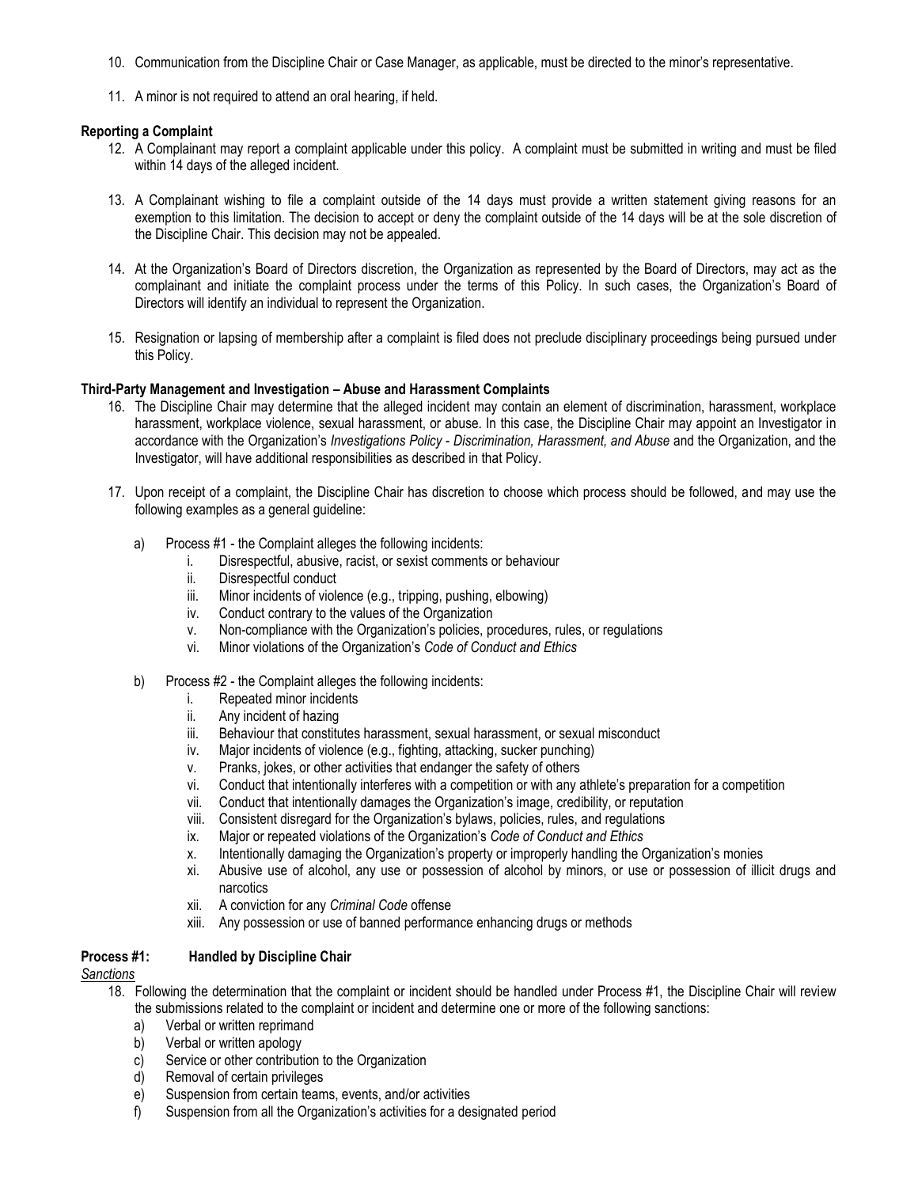10. Communication from the Discipline Chair or Case Manager, as applicable, must be directed to the minor's representative.

11. A minor is not required to attend an oral hearing, if held.

**Reporting a Complaint**

12. A Complainant may report a complaint applicable under this policy. A complaint must be submitted in writing and must be filed within 14 days of the alleged incident.

13. A Complainant wishing to file a complaint outside of the 14 days must provide a written statement giving reasons for an exemption to this limitation. The decision to accept or deny the complaint outside of the 14 days will be at the sole discretion of the Discipline Chair. This decision may not be appealed.

14. At the Organization's Board of Directors discretion, the Organization as represented by the Board of Directors, may act as the complainant and initiate the complaint process under the terms of this Policy. In such cases, the Organization's Board of Directors will identify an individual to represent the Organization.

15. Resignation or lapsing of membership after a complaint is filed does not preclude disciplinary proceedings being pursued under this Policy.

**Third-Party Management and Investigation – Abuse and Harassment Complaints**

16. The Discipline Chair may determine that the alleged incident may contain an element of discrimination, harassment, workplace harassment, workplace violence, sexual harassment, or abuse. In this case, the Discipline Chair may appoint an Investigator in accordance with the Organization's *Investigations Policy - Discrimination, Harassment, and Abuse* and the Organization, and the Investigator, will have additional responsibilities as described in that Policy.

17. Upon receipt of a complaint, the Discipline Chair has discretion to choose which process should be followed, and may use the following examples as a general guideline:

    a) Process #1 - the Complaint alleges the following incidents:
        i. Disrespectful, abusive, racist, or sexist comments or behaviour
        ii. Disrespectful conduct
        iii. Minor incidents of violence (e.g., tripping, pushing, elbowing)
        iv. Conduct contrary to the values of the Organization
        v. Non-compliance with the Organization's policies, procedures, rules, or regulations
        vi. Minor violations of the Organization's *Code of Conduct and Ethics*

    b) Process #2 - the Complaint alleges the following incidents:
        i. Repeated minor incidents
        ii. Any incident of hazing
        iii. Behaviour that constitutes harassment, sexual harassment, or sexual misconduct
        iv. Major incidents of violence (e.g., fighting, attacking, sucker punching)
        v. Pranks, jokes, or other activities that endanger the safety of others
        vi. Conduct that intentionally interferes with a competition or with any athlete's preparation for a competition
        vii. Conduct that intentionally damages the Organization's image, credibility, or reputation
        viii. Consistent disregard for the Organization's bylaws, policies, rules, and regulations
        ix. Major or repeated violations of the Organization's *Code of Conduct and Ethics*
        x. Intentionally damaging the Organization's property or improperly handling the Organization's monies
        xi. Abusive use of alcohol, any use or possession of alcohol by minors, or use or possession of illicit drugs and narcotics
        xii. A conviction for any *Criminal Code* offense
        xiii. Any possession or use of banned performance enhancing drugs or methods

**Process #1: Handled by Discipline Chair**

*Sanctions*

18. Following the determination that the complaint or incident should be handled under Process #1, the Discipline Chair will review the submissions related to the complaint or incident and determine one or more of the following sanctions:
    a) Verbal or written reprimand
    b) Verbal or written apology
    c) Service or other contribution to the Organization
    d) Removal of certain privileges
    e) Suspension from certain teams, events, and/or activities
    f) Suspension from all the Organization's activities for a designated period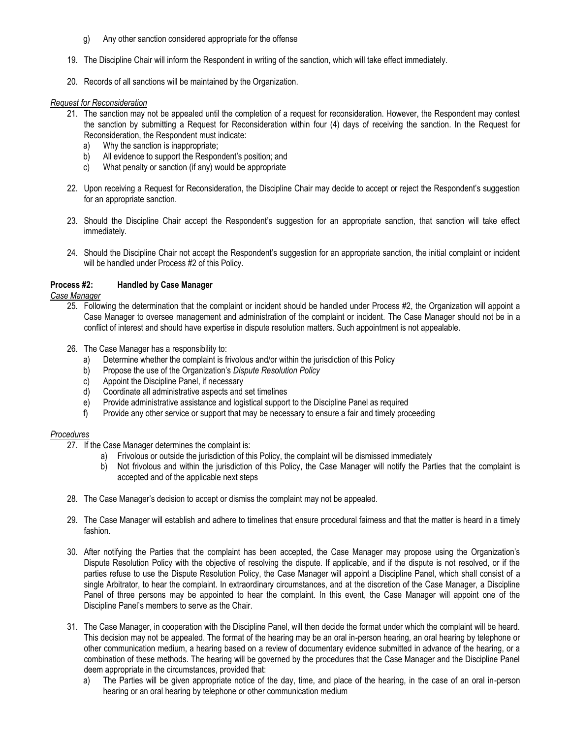g) Any other sanction considered appropriate for the offense

19. The Discipline Chair will inform the Respondent in writing of the sanction, which will take effect immediately.

20. Records of all sanctions will be maintained by the Organization.

*Request for Reconsideration*

21. The sanction may not be appealed until the completion of a request for reconsideration. However, the Respondent may contest the sanction by submitting a Request for Reconsideration within four (4) days of receiving the sanction. In the Request for Reconsideration, the Respondent must indicate:
    a) Why the sanction is inappropriate;
    b) All evidence to support the Respondent's position; and
    c) What penalty or sanction (if any) would be appropriate

22. Upon receiving a Request for Reconsideration, the Discipline Chair may decide to accept or reject the Respondent's suggestion for an appropriate sanction.

23. Should the Discipline Chair accept the Respondent's suggestion for an appropriate sanction, that sanction will take effect immediately.

24. Should the Discipline Chair not accept the Respondent's suggestion for an appropriate sanction, the initial complaint or incident will be handled under Process #2 of this Policy.

**Process #2: Handled by Case Manager**

*Case Manager*

25. Following the determination that the complaint or incident should be handled under Process #2, the Organization will appoint a Case Manager to oversee management and administration of the complaint or incident. The Case Manager should not be in a conflict of interest and should have expertise in dispute resolution matters. Such appointment is not appealable.

26. The Case Manager has a responsibility to:
    a) Determine whether the complaint is frivolous and/or within the jurisdiction of this Policy
    b) Propose the use of the Organization's *Dispute Resolution Policy*
    c) Appoint the Discipline Panel, if necessary
    d) Coordinate all administrative aspects and set timelines
    e) Provide administrative assistance and logistical support to the Discipline Panel as required
    f) Provide any other service or support that may be necessary to ensure a fair and timely proceeding

*Procedures*

27. If the Case Manager determines the complaint is:
    a) Frivolous or outside the jurisdiction of this Policy, the complaint will be dismissed immediately
    b) Not frivolous and within the jurisdiction of this Policy, the Case Manager will notify the Parties that the complaint is accepted and of the applicable next steps

28. The Case Manager's decision to accept or dismiss the complaint may not be appealed.

29. The Case Manager will establish and adhere to timelines that ensure procedural fairness and that the matter is heard in a timely fashion.

30. After notifying the Parties that the complaint has been accepted, the Case Manager may propose using the Organization's Dispute Resolution Policy with the objective of resolving the dispute. If applicable, and if the dispute is not resolved, or if the parties refuse to use the Dispute Resolution Policy, the Case Manager will appoint a Discipline Panel, which shall consist of a single Arbitrator, to hear the complaint. In extraordinary circumstances, and at the discretion of the Case Manager, a Discipline Panel of three persons may be appointed to hear the complaint. In this event, the Case Manager will appoint one of the Discipline Panel's members to serve as the Chair.

31. The Case Manager, in cooperation with the Discipline Panel, will then decide the format under which the complaint will be heard. This decision may not be appealed. The format of the hearing may be an oral in-person hearing, an oral hearing by telephone or other communication medium, a hearing based on a review of documentary evidence submitted in advance of the hearing, or a combination of these methods. The hearing will be governed by the procedures that the Case Manager and the Discipline Panel deem appropriate in the circumstances, provided that:
    a) The Parties will be given appropriate notice of the day, time, and place of the hearing, in the case of an oral in-person hearing or an oral hearing by telephone or other communication medium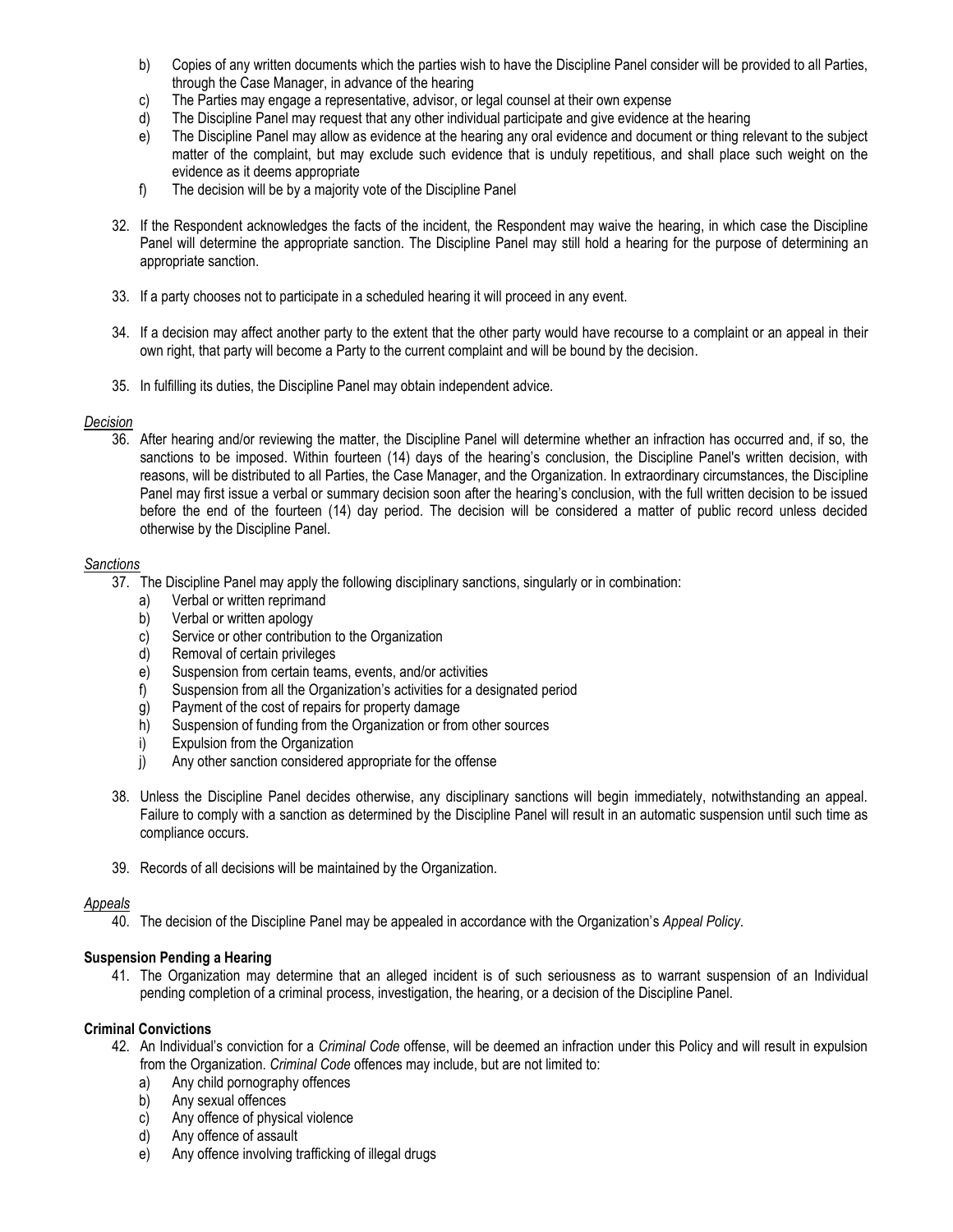b) Copies of any written documents which the parties wish to have the Discipline Panel consider will be provided to all Parties, through the Case Manager, in advance of the hearing
c) The Parties may engage a representative, advisor, or legal counsel at their own expense
d) The Discipline Panel may request that any other individual participate and give evidence at the hearing
e) The Discipline Panel may allow as evidence at the hearing any oral evidence and document or thing relevant to the subject matter of the complaint, but may exclude such evidence that is unduly repetitious, and shall place such weight on the evidence as it deems appropriate
f) The decision will be by a majority vote of the Discipline Panel

32. If the Respondent acknowledges the facts of the incident, the Respondent may waive the hearing, in which case the Discipline Panel will determine the appropriate sanction. The Discipline Panel may still hold a hearing for the purpose of determining an appropriate sanction.

33. If a party chooses not to participate in a scheduled hearing it will proceed in any event.

34. If a decision may affect another party to the extent that the other party would have recourse to a complaint or an appeal in their own right, that party will become a Party to the current complaint and will be bound by the decision.

35. In fulfilling its duties, the Discipline Panel may obtain independent advice.

*Decision*

36. After hearing and/or reviewing the matter, the Discipline Panel will determine whether an infraction has occurred and, if so, the sanctions to be imposed. Within fourteen (14) days of the hearing's conclusion, the Discipline Panel's written decision, with reasons, will be distributed to all Parties, the Case Manager, and the Organization. In extraordinary circumstances, the Discipline Panel may first issue a verbal or summary decision soon after the hearing's conclusion, with the full written decision to be issued before the end of the fourteen (14) day period. The decision will be considered a matter of public record unless decided otherwise by the Discipline Panel.

*Sanctions*

37. The Discipline Panel may apply the following disciplinary sanctions, singularly or in combination:
    a) Verbal or written reprimand
    b) Verbal or written apology
    c) Service or other contribution to the Organization
    d) Removal of certain privileges
    e) Suspension from certain teams, events, and/or activities
    f) Suspension from all the Organization's activities for a designated period
    g) Payment of the cost of repairs for property damage
    h) Suspension of funding from the Organization or from other sources
    i) Expulsion from the Organization
    j) Any other sanction considered appropriate for the offense

38. Unless the Discipline Panel decides otherwise, any disciplinary sanctions will begin immediately, notwithstanding an appeal. Failure to comply with a sanction as determined by the Discipline Panel will result in an automatic suspension until such time as compliance occurs.

39. Records of all decisions will be maintained by the Organization.

*Appeals*

40. The decision of the Discipline Panel may be appealed in accordance with the Organization's *Appeal Policy*.

**Suspension Pending a Hearing**

41. The Organization may determine that an alleged incident is of such seriousness as to warrant suspension of an Individual pending completion of a criminal process, investigation, the hearing, or a decision of the Discipline Panel.

**Criminal Convictions**

42. An Individual's conviction for a *Criminal Code* offense, will be deemed an infraction under this Policy and will result in expulsion from the Organization. *Criminal Code* offences may include, but are not limited to:
    a) Any child pornography offences
    b) Any sexual offences
    c) Any offence of physical violence
    d) Any offence of assault
    e) Any offence involving trafficking of illegal drugs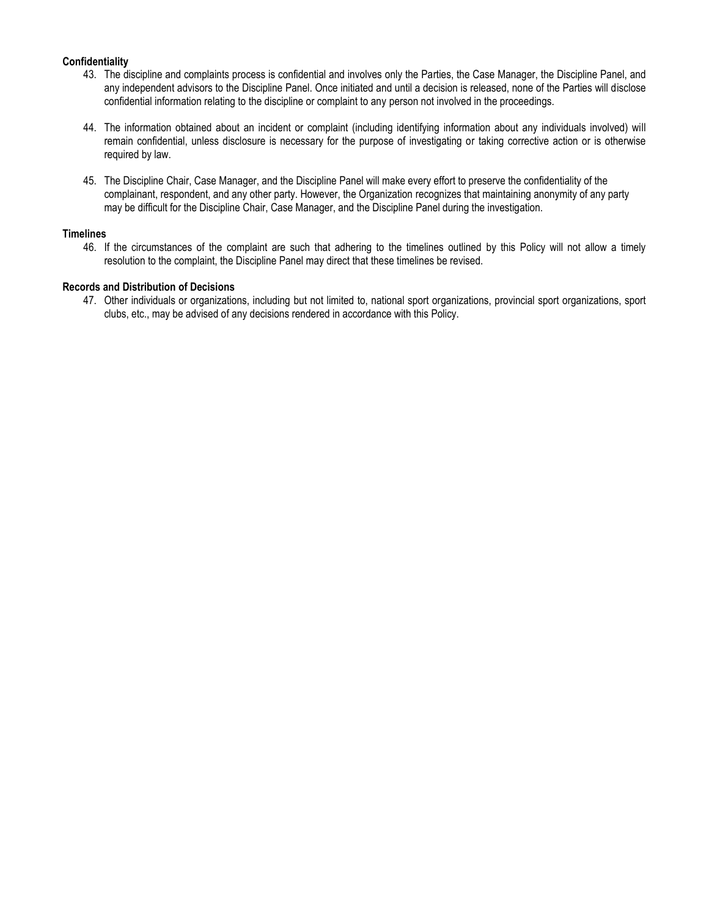**Confidentiality**

43. The discipline and complaints process is confidential and involves only the Parties, the Case Manager, the Discipline Panel, and any independent advisors to the Discipline Panel. Once initiated and until a decision is released, none of the Parties will disclose confidential information relating to the discipline or complaint to any person not involved in the proceedings.

44. The information obtained about an incident or complaint (including identifying information about any individuals involved) will remain confidential, unless disclosure is necessary for the purpose of investigating or taking corrective action or is otherwise required by law.

45. The Discipline Chair, Case Manager, and the Discipline Panel will make every effort to preserve the confidentiality of the complainant, respondent, and any other party. However, the Organization recognizes that maintaining anonymity of any party may be difficult for the Discipline Chair, Case Manager, and the Discipline Panel during the investigation.

**Timelines**

46. If the circumstances of the complaint are such that adhering to the timelines outlined by this Policy will not allow a timely resolution to the complaint, the Discipline Panel may direct that these timelines be revised.

**Records and Distribution of Decisions**

47. Other individuals or organizations, including but not limited to, national sport organizations, provincial sport organizations, sport clubs, etc., may be advised of any decisions rendered in accordance with this Policy.